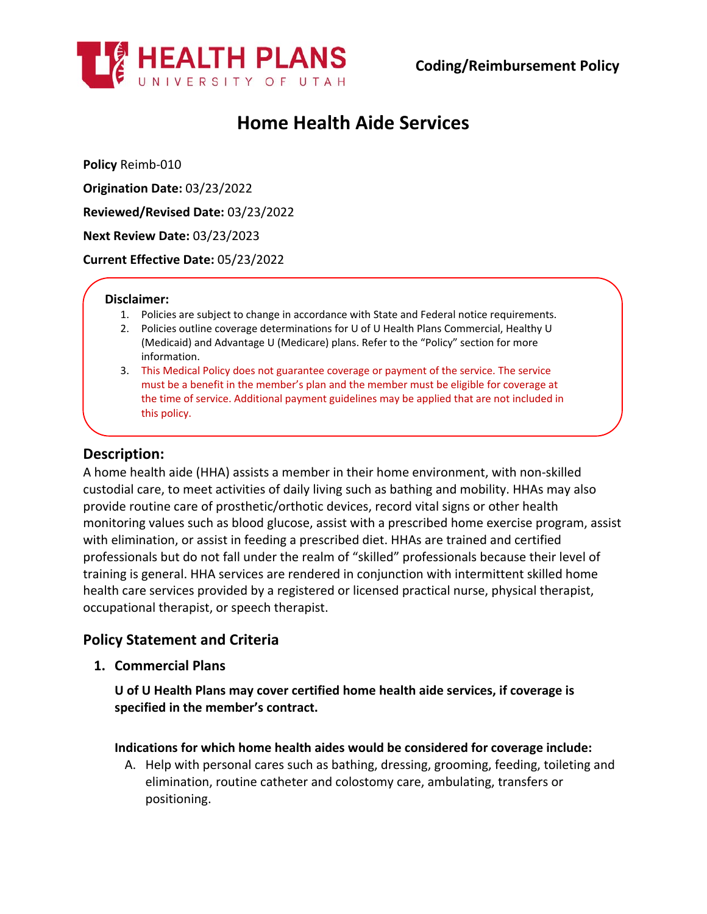HEALTH PLANS
UNIVERSITY OF UTAH

**Coding/Reimbursement Policy**

# Home Health Aide Services

**Policy** Reimb-010

**Origination Date:** 03/23/2022

**Reviewed/Revised Date:** 03/23/2022

**Next Review Date:** 03/23/2023

**Current Effective Date:** 05/23/2022

**Disclaimer:**

1. Policies are subject to change in accordance with State and Federal notice requirements.
2. Policies outline coverage determinations for U of U Health Plans Commercial, Healthy U (Medicaid) and Advantage U (Medicare) plans. Refer to the "Policy" section for more information.
3. This Medical Policy does not guarantee coverage or payment of the service. The service must be a benefit in the member's plan and the member must be eligible for coverage at the time of service. Additional payment guidelines may be applied that are not included in this policy.

## Description:

A home health aide (HHA) assists a member in their home environment, with non-skilled custodial care, to meet activities of daily living such as bathing and mobility. HHAs may also provide routine care of prosthetic/orthotic devices, record vital signs or other health monitoring values such as blood glucose, assist with a prescribed home exercise program, assist with elimination, or assist in feeding a prescribed diet. HHAs are trained and certified professionals but do not fall under the realm of "skilled" professionals because their level of training is general. HHA services are rendered in conjunction with intermittent skilled home health care services provided by a registered or licensed practical nurse, physical therapist, occupational therapist, or speech therapist.

## Policy Statement and Criteria

### 1. Commercial Plans

**U of U Health Plans may cover certified home health aide services, if coverage is specified in the member's contract.**

**Indications for which home health aides would be considered for coverage include:**

A. Help with personal cares such as bathing, dressing, grooming, feeding, toileting and elimination, routine catheter and colostomy care, ambulating, transfers or positioning.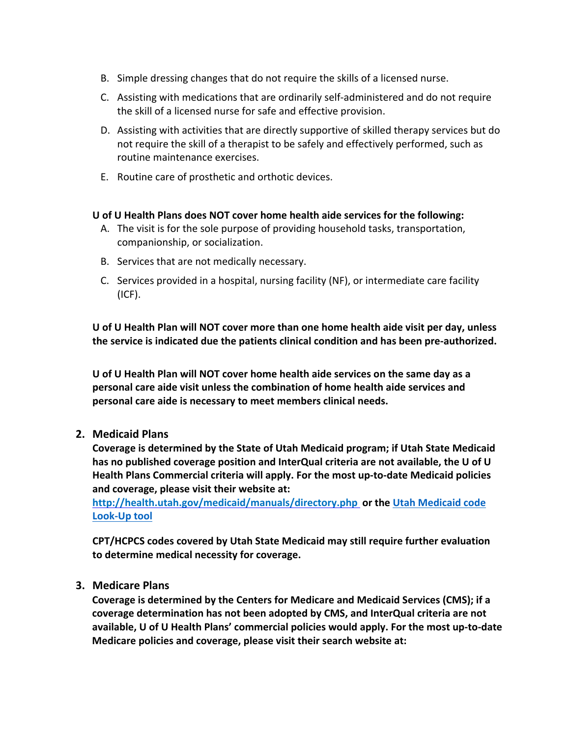B. Simple dressing changes that do not require the skills of a licensed nurse.

C. Assisting with medications that are ordinarily self-administered and do not require the skill of a licensed nurse for safe and effective provision.

D. Assisting with activities that are directly supportive of skilled therapy services but do not require the skill of a therapist to be safely and effectively performed, such as routine maintenance exercises.

E. Routine care of prosthetic and orthotic devices.

**U of U Health Plans does NOT cover home health aide services for the following:**

A. The visit is for the sole purpose of providing household tasks, transportation, companionship, or socialization.

B. Services that are not medically necessary.

C. Services provided in a hospital, nursing facility (NF), or intermediate care facility (ICF).

**U of U Health Plan will NOT cover more than one home health aide visit per day, unless the service is indicated due the patients clinical condition and has been pre-authorized.**

**U of U Health Plan will NOT cover home health aide services on the same day as a personal care aide visit unless the combination of home health aide services and personal care aide is necessary to meet members clinical needs.**

2. **Medicaid Plans**

   **Coverage is determined by the State of Utah Medicaid program; if Utah State Medicaid has no published coverage position and InterQual criteria are not available, the U of U Health Plans Commercial criteria will apply. For the most up-to-date Medicaid policies and coverage, please visit their website at: [http://health.utah.gov/medicaid/manuals/directory.php](http://health.utah.gov/medicaid/manuals/directory.php) or the Utah Medicaid code Look-Up tool**

   **CPT/HCPCS codes covered by Utah State Medicaid may still require further evaluation to determine medical necessity for coverage.**

3. **Medicare Plans**

   **Coverage is determined by the Centers for Medicare and Medicaid Services (CMS); if a coverage determination has not been adopted by CMS, and InterQual criteria are not available, U of U Health Plans' commercial policies would apply. For the most up-to-date Medicare policies and coverage, please visit their search website at:**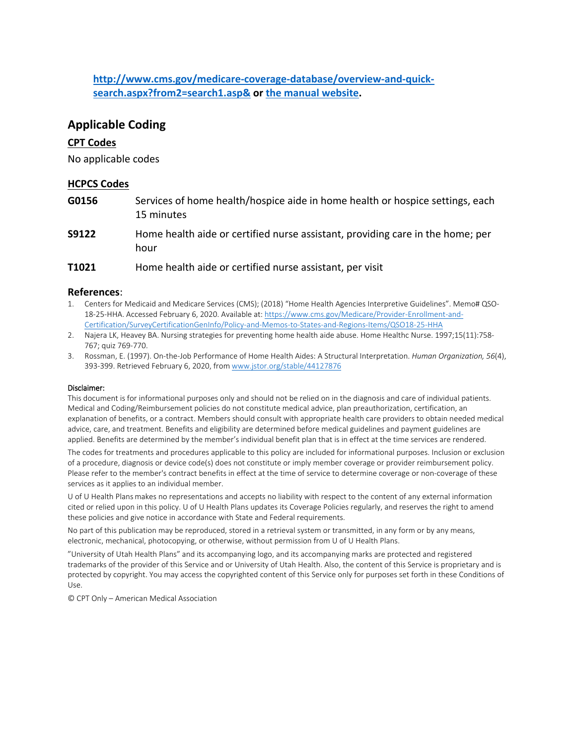**[http://www.cms.gov/medicare-coverage-database/overview-and-quick-search.aspx?from2=search1.asp&](http://www.cms.gov/medicare-coverage-database/overview-and-quick-search.aspx?from2=search1.asp&) or the manual website.**

## Applicable Coding

### CPT Codes

No applicable codes

### HCPCS Codes

| | |
|---|---|
| **G0156** | Services of home health/hospice aide in home health or hospice settings, each 15 minutes |
| **S9122** | Home health aide or certified nurse assistant, providing care in the home; per hour |
| **T1021** | Home health aide or certified nurse assistant, per visit |

## References:

1. Centers for Medicaid and Medicare Services (CMS); (2018) "Home Health Agencies Interpretive Guidelines". Memo# QSO-18-25-HHA. Accessed February 6, 2020. Available at: https://www.cms.gov/Medicare/Provider-Enrollment-and-Certification/SurveyCertificationGenInfo/Policy-and-Memos-to-States-and-Regions-Items/QSO18-25-HHA
2. Najera LK, Heavey BA. Nursing strategies for preventing home health aide abuse. Home Healthc Nurse. 1997;15(11):758-767; quiz 769-770.
3. Rossman, E. (1997). On-the-Job Performance of Home Health Aides: A Structural Interpretation. *Human Organization, 56*(4), 393-399. Retrieved February 6, 2020, from www.jstor.org/stable/44127876

**Disclaimer:**

This document is for informational purposes only and should not be relied on in the diagnosis and care of individual patients. Medical and Coding/Reimbursement policies do not constitute medical advice, plan preauthorization, certification, an explanation of benefits, or a contract. Members should consult with appropriate health care providers to obtain needed medical advice, care, and treatment. Benefits and eligibility are determined before medical guidelines and payment guidelines are applied. Benefits are determined by the member's individual benefit plan that is in effect at the time services are rendered.

The codes for treatments and procedures applicable to this policy are included for informational purposes. Inclusion or exclusion of a procedure, diagnosis or device code(s) does not constitute or imply member coverage or provider reimbursement policy. Please refer to the member's contract benefits in effect at the time of service to determine coverage or non-coverage of these services as it applies to an individual member.

U of U Health Plans makes no representations and accepts no liability with respect to the content of any external information cited or relied upon in this policy. U of U Health Plans updates its Coverage Policies regularly, and reserves the right to amend these policies and give notice in accordance with State and Federal requirements.

No part of this publication may be reproduced, stored in a retrieval system or transmitted, in any form or by any means, electronic, mechanical, photocopying, or otherwise, without permission from U of U Health Plans.

"University of Utah Health Plans" and its accompanying logo, and its accompanying marks are protected and registered trademarks of the provider of this Service and or University of Utah Health. Also, the content of this Service is proprietary and is protected by copyright. You may access the copyrighted content of this Service only for purposes set forth in these Conditions of Use.

© CPT Only – American Medical Association